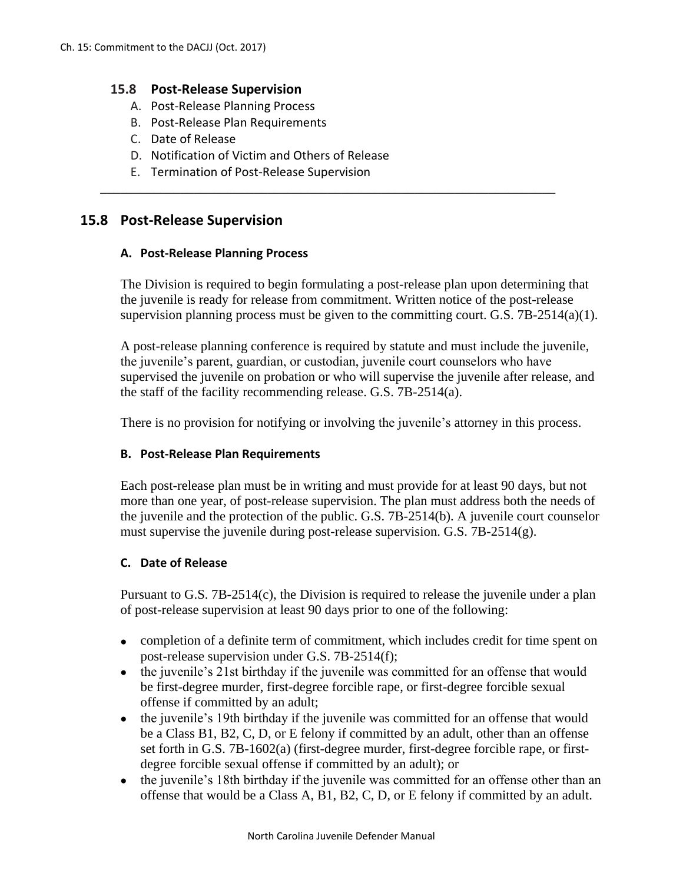## 15.8 Post-Release Supervision

A. Post-Release Planning Process
B. Post-Release Plan Requirements
C. Date of Release
D. Notification of Victim and Others of Release
E. Termination of Post-Release Supervision

---

## 15.8 Post-Release Supervision

### A. Post-Release Planning Process

The Division is required to begin formulating a post-release plan upon determining that the juvenile is ready for release from commitment. Written notice of the post-release supervision planning process must be given to the committing court. G.S. 7B-2514(a)(1).

A post-release planning conference is required by statute and must include the juvenile, the juvenile's parent, guardian, or custodian, juvenile court counselors who have supervised the juvenile on probation or who will supervise the juvenile after release, and the staff of the facility recommending release. G.S. 7B-2514(a).

There is no provision for notifying or involving the juvenile's attorney in this process.

### B. Post-Release Plan Requirements

Each post-release plan must be in writing and must provide for at least 90 days, but not more than one year, of post-release supervision. The plan must address both the needs of the juvenile and the protection of the public. G.S. 7B-2514(b). A juvenile court counselor must supervise the juvenile during post-release supervision. G.S. 7B-2514(g).

### C. Date of Release

Pursuant to G.S. 7B-2514(c), the Division is required to release the juvenile under a plan of post-release supervision at least 90 days prior to one of the following:

- completion of a definite term of commitment, which includes credit for time spent on post-release supervision under G.S. 7B-2514(f);
- the juvenile's 21st birthday if the juvenile was committed for an offense that would be first-degree murder, first-degree forcible rape, or first-degree forcible sexual offense if committed by an adult;
- the juvenile's 19th birthday if the juvenile was committed for an offense that would be a Class B1, B2, C, D, or E felony if committed by an adult, other than an offense set forth in G.S. 7B-1602(a) (first-degree murder, first-degree forcible rape, or first-degree forcible sexual offense if committed by an adult); or
- the juvenile's 18th birthday if the juvenile was committed for an offense other than an offense that would be a Class A, B1, B2, C, D, or E felony if committed by an adult.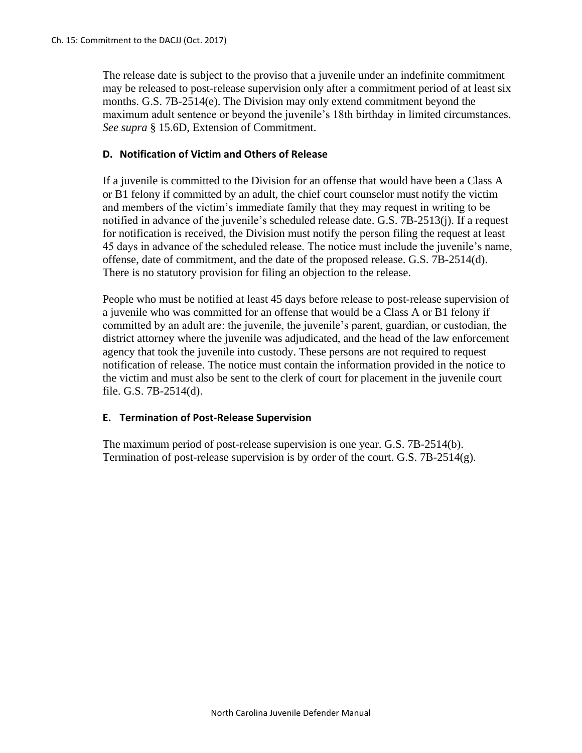The release date is subject to the proviso that a juvenile under an indefinite commitment may be released to post-release supervision only after a commitment period of at least six months. G.S. 7B-2514(e). The Division may only extend commitment beyond the maximum adult sentence or beyond the juvenile's 18th birthday in limited circumstances. *See supra* § 15.6D, Extension of Commitment.

### D. Notification of Victim and Others of Release

If a juvenile is committed to the Division for an offense that would have been a Class A or B1 felony if committed by an adult, the chief court counselor must notify the victim and members of the victim's immediate family that they may request in writing to be notified in advance of the juvenile's scheduled release date. G.S. 7B-2513(j). If a request for notification is received, the Division must notify the person filing the request at least 45 days in advance of the scheduled release. The notice must include the juvenile's name, offense, date of commitment, and the date of the proposed release. G.S. 7B-2514(d). There is no statutory provision for filing an objection to the release.

People who must be notified at least 45 days before release to post-release supervision of a juvenile who was committed for an offense that would be a Class A or B1 felony if committed by an adult are: the juvenile, the juvenile's parent, guardian, or custodian, the district attorney where the juvenile was adjudicated, and the head of the law enforcement agency that took the juvenile into custody. These persons are not required to request notification of release. The notice must contain the information provided in the notice to the victim and must also be sent to the clerk of court for placement in the juvenile court file. G.S. 7B-2514(d).

### E. Termination of Post-Release Supervision

The maximum period of post-release supervision is one year. G.S. 7B-2514(b). Termination of post-release supervision is by order of the court. G.S. 7B-2514(g).